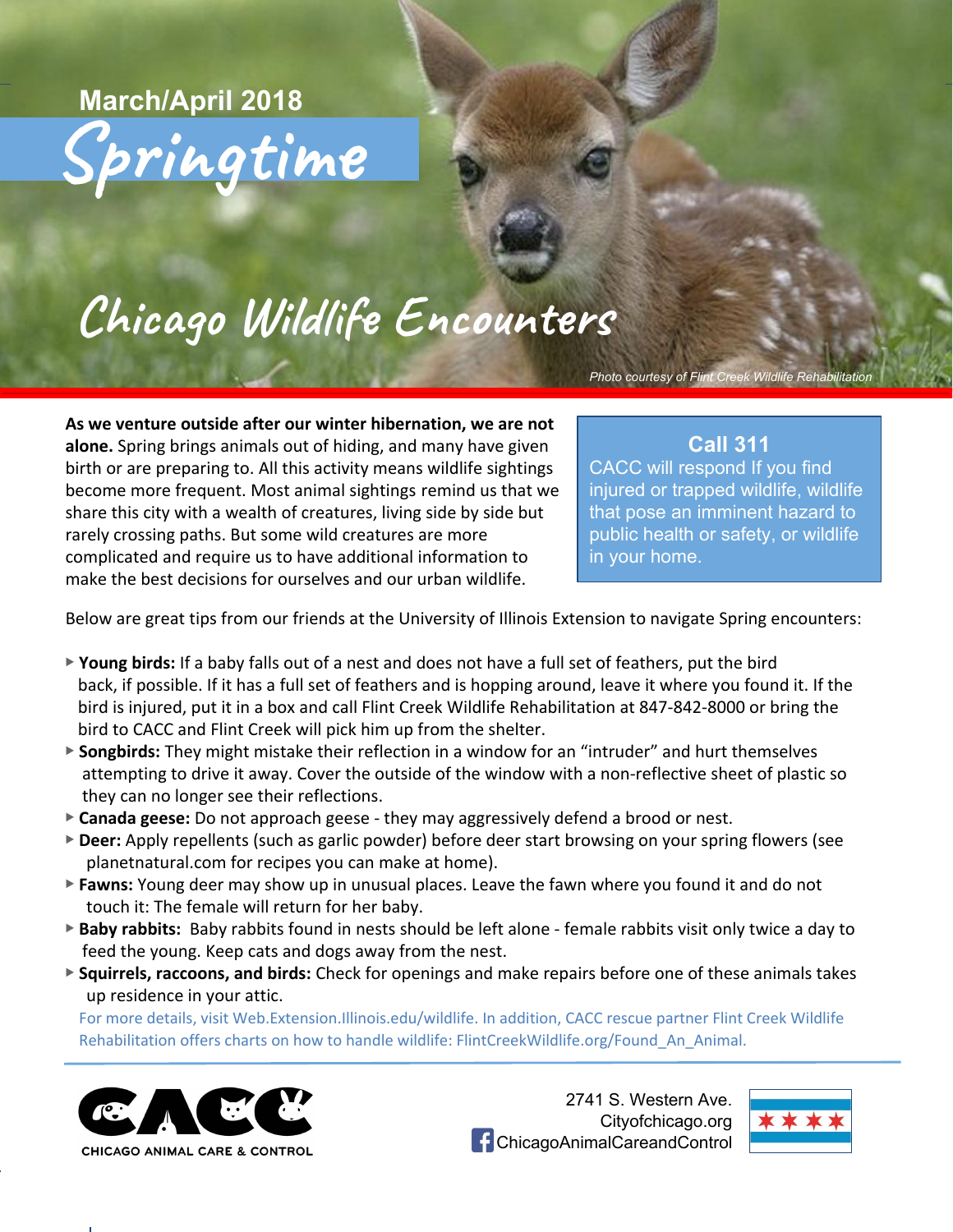March/April 2018

# Springtime

# Chicago Wildlife Encounters

*Photo courtesy of Flint Creek Wildlife Rehabilitation*

**As we venture outside after our winter hibernation, we are not alone.** Spring brings animals out of hiding, and many have given birth or are preparing to. All this activity means wildlife sightings become more frequent. Most animal sightings remind us that we share this city with a wealth of creatures, living side by side but rarely crossing paths. But some wild creatures are more complicated and require us to have additional information to make the best decisions for ourselves and our urban wildlife.

> **Call 311**
> CACC will respond If you find injured or trapped wildlife, wildlife that pose an imminent hazard to public health or safety, or wildlife in your home.

Below are great tips from our friends at the University of Illinois Extension to navigate Spring encounters:

- **Young birds:** If a baby falls out of a nest and does not have a full set of feathers, put the bird back, if possible. If it has a full set of feathers and is hopping around, leave it where you found it. If the bird is injured, put it in a box and call Flint Creek Wildlife Rehabilitation at 847-842-8000 or bring the bird to CACC and Flint Creek will pick him up from the shelter.
- **Songbirds:** They might mistake their reflection in a window for an "intruder" and hurt themselves attempting to drive it away. Cover the outside of the window with a non-reflective sheet of plastic so they can no longer see their reflections.
- **Canada geese:** Do not approach geese - they may aggressively defend a brood or nest.
- **Deer:** Apply repellents (such as garlic powder) before deer start browsing on your spring flowers (see planetnatural.com for recipes you can make at home).
- **Fawns:** Young deer may show up in unusual places. Leave the fawn where you found it and do not touch it: The female will return for her baby.
- **Baby rabbits:** Baby rabbits found in nests should be left alone - female rabbits visit only twice a day to feed the young. Keep cats and dogs away from the nest.
- **Squirrels, raccoons, and birds:** Check for openings and make repairs before one of these animals takes up residence in your attic.

For more details, visit Web.Extension.Illinois.edu/wildlife. In addition, CACC rescue partner Flint Creek Wildlife Rehabilitation offers charts on how to handle wildlife: FlintCreekWildlife.org/Found_An_Animal.

CACC
CHICAGO ANIMAL CARE & CONTROL

2741 S. Western Ave.
Cityofchicago.org
ChicagoAnimalCareandControl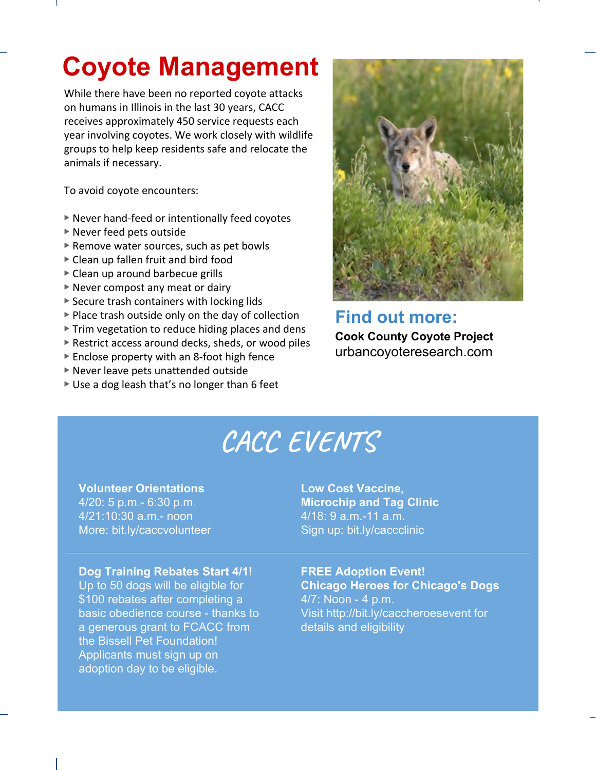# Coyote Management

While there have been no reported coyote attacks on humans in Illinois in the last 30 years, CACC receives approximately 450 service requests each year involving coyotes. We work closely with wildlife groups to help keep residents safe and relocate the animals if necessary.

To avoid coyote encounters:

- Never hand-feed or intentionally feed coyotes
- Never feed pets outside
- Remove water sources, such as pet bowls
- Clean up fallen fruit and bird food
- Clean up around barbecue grills
- Never compost any meat or dairy
- Secure trash containers with locking lids
- Place trash outside only on the day of collection
- Trim vegetation to reduce hiding places and dens
- Restrict access around decks, sheds, or wood piles
- Enclose property with an 8-foot high fence
- Never leave pets unattended outside
- Use a dog leash that's no longer than 6 feet

## Find out more:

**Cook County Coyote Project**
urbancoyoteresearch.com

# CACC EVENTS

**Volunteer Orientations**
4/20: 5 p.m.- 6:30 p.m.
4/21:10:30 a.m.- noon
More: bit.ly/caccvolunteer

**Low Cost Vaccine, Microchip and Tag Clinic**
4/18: 9 a.m.-11 a.m.
Sign up: bit.ly/caccclinic

---

**Dog Training Rebates Start 4/1!**
Up to 50 dogs will be eligible for $100 rebates after completing a basic obedience course - thanks to a generous grant to FCACC from the Bissell Pet Foundation! Applicants must sign up on adoption day to be eligible.

**FREE Adoption Event! Chicago Heroes for Chicago's Dogs**
4/7: Noon - 4 p.m.
Visit http://bit.ly/caccheroesevent for details and eligibility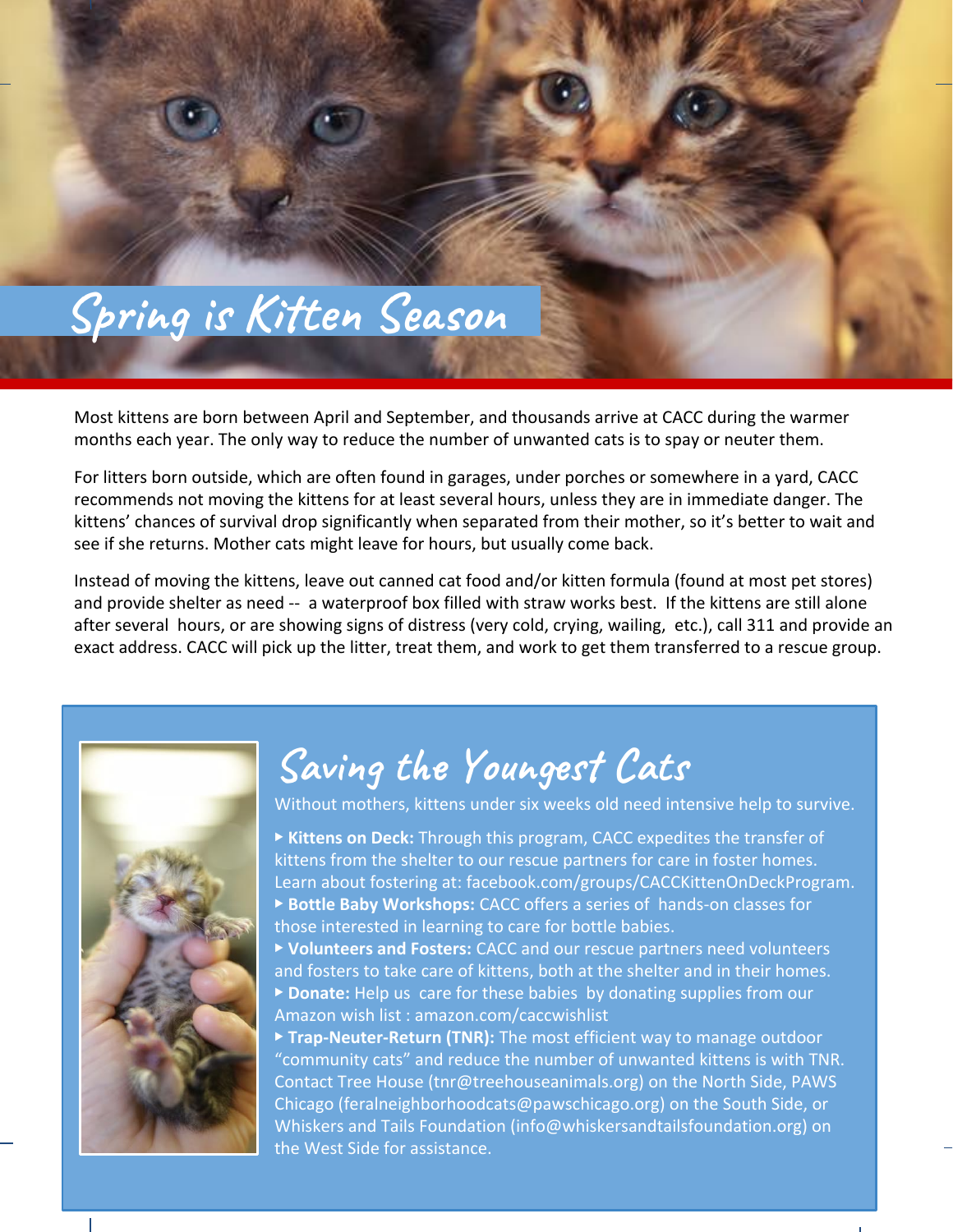# Spring is Kitten Season

Most kittens are born between April and September, and thousands arrive at CACC during the warmer months each year. The only way to reduce the number of unwanted cats is to spay or neuter them.

For litters born outside, which are often found in garages, under porches or somewhere in a yard, CACC recommends not moving the kittens for at least several hours, unless they are in immediate danger. The kittens' chances of survival drop significantly when separated from their mother, so it's better to wait and see if she returns. Mother cats might leave for hours, but usually come back.

Instead of moving the kittens, leave out canned cat food and/or kitten formula (found at most pet stores) and provide shelter as need -- a waterproof box filled with straw works best. If the kittens are still alone after several hours, or are showing signs of distress (very cold, crying, wailing, etc.), call 311 and provide an exact address. CACC will pick up the litter, treat them, and work to get them transferred to a rescue group.

## Saving the Youngest Cats

Without mothers, kittens under six weeks old need intensive help to survive.

- **Kittens on Deck:** Through this program, CACC expedites the transfer of kittens from the shelter to our rescue partners for care in foster homes. Learn about fostering at: facebook.com/groups/CACCKittenOnDeckProgram.
- **Bottle Baby Workshops:** CACC offers a series of hands-on classes for those interested in learning to care for bottle babies.
- **Volunteers and Fosters:** CACC and our rescue partners need volunteers and fosters to take care of kittens, both at the shelter and in their homes.
- **Donate:** Help us care for these babies by donating supplies from our Amazon wish list : amazon.com/caccwishlist
- **Trap-Neuter-Return (TNR):** The most efficient way to manage outdoor "community cats" and reduce the number of unwanted kittens is with TNR. Contact Tree House (tnr@treehouseanimals.org) on the North Side, PAWS Chicago (feralneighborhoodcats@pawschicago.org) on the South Side, or Whiskers and Tails Foundation (info@whiskersandtailsfoundation.org) on the West Side for assistance.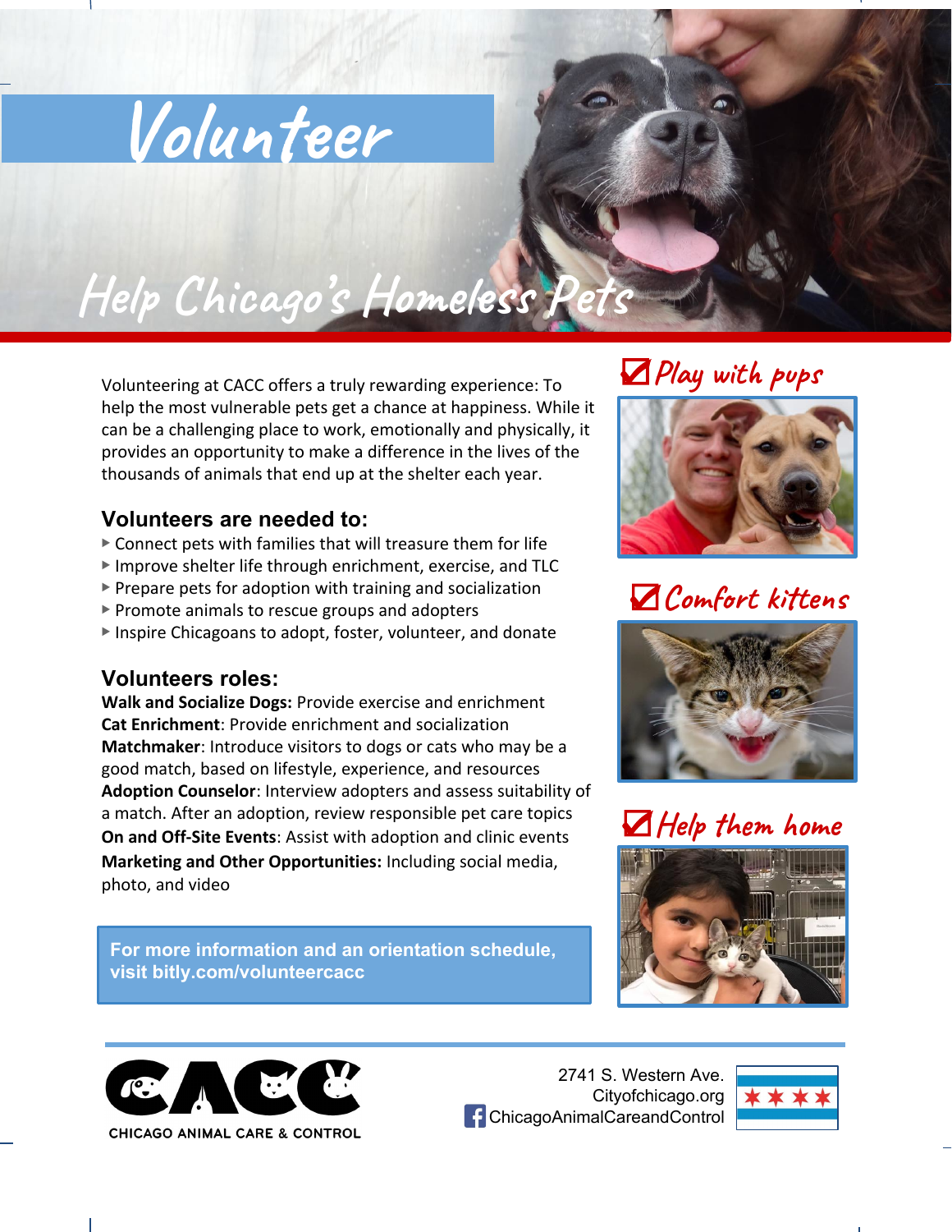# Volunteer

## Help Chicago's Homeless Pets

Volunteering at CACC offers a truly rewarding experience: To help the most vulnerable pets get a chance at happiness. While it can be a challenging place to work, emotionally and physically, it provides an opportunity to make a difference in the lives of the thousands of animals that end up at the shelter each year.

### Volunteers are needed to:

- Connect pets with families that will treasure them for life
- Improve shelter life through enrichment, exercise, and TLC
- Prepare pets for adoption with training and socialization
- Promote animals to rescue groups and adopters
- Inspire Chicagoans to adopt, foster, volunteer, and donate

### Volunteers roles:

**Walk and Socialize Dogs:** Provide exercise and enrichment
**Cat Enrichment**: Provide enrichment and socialization
**Matchmaker**: Introduce visitors to dogs or cats who may be a good match, based on lifestyle, experience, and resources
**Adoption Counselor**: Interview adopters and assess suitability of a match. After an adoption, review responsible pet care topics
**On and Off-Site Events**: Assist with adoption and clinic events
**Marketing and Other Opportunities:** Including social media, photo, and video

**For more information and an orientation schedule, visit bitly.com/volunteercacc**

☑ Play with pups

☑ Comfort kittens

☑ Help them home

CACC
CHICAGO ANIMAL CARE & CONTROL

2741 S. Western Ave.
Cityofchicago.org
ChicagoAnimalCareandControl